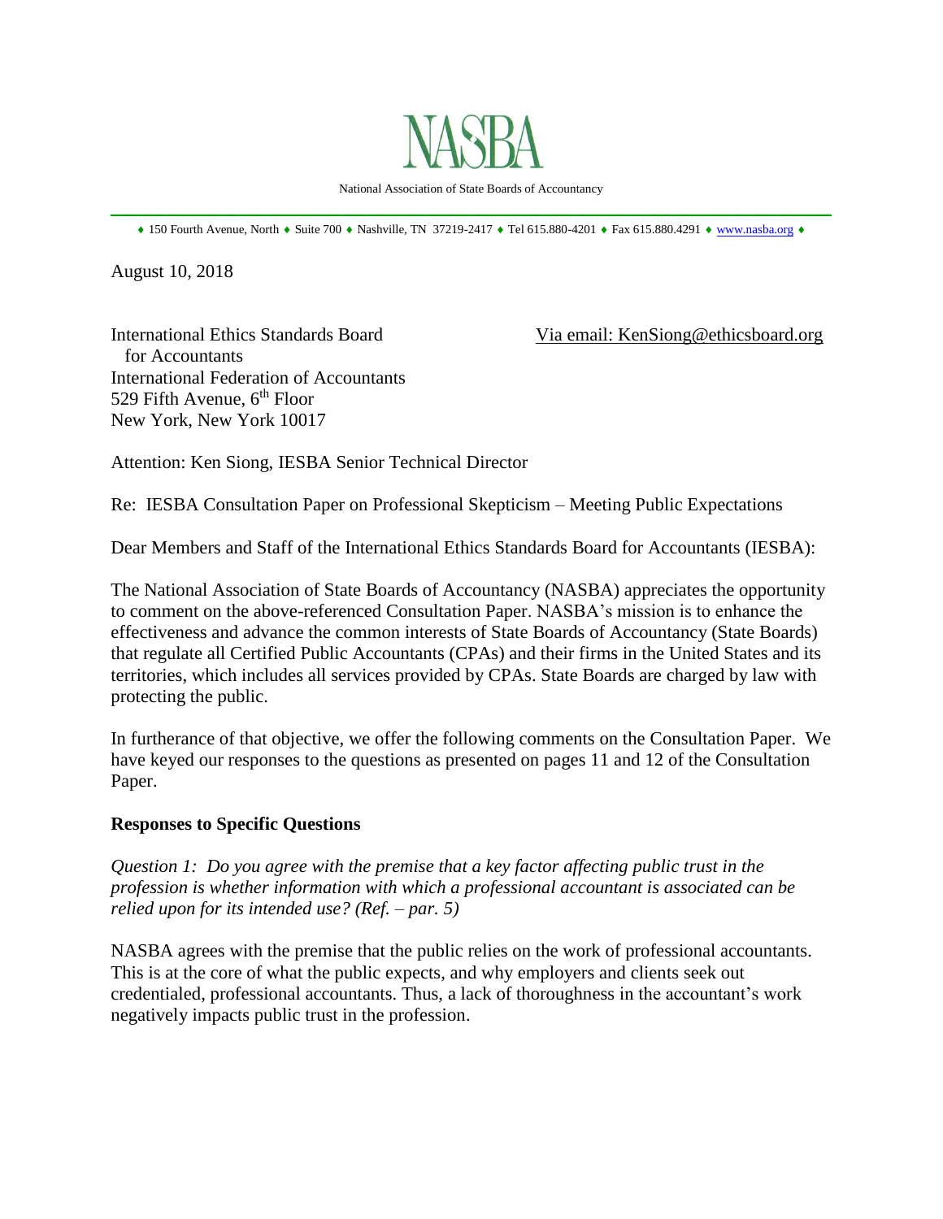# NASBA

National Association of State Boards of Accountancy

♦ 150 Fourth Avenue, North ♦ Suite 700 ♦ Nashville, TN 37219-2417 ♦ Tel 615.880-4201 ♦ Fax 615.880.4291 ♦ www.nasba.org ♦

August 10, 2018

International Ethics Standards Board for Accountants
International Federation of Accountants
529 Fifth Avenue, 6th Floor
New York, New York 10017

Via email: KenSiong@ethicsboard.org

Attention: Ken Siong, IESBA Senior Technical Director

Re: IESBA Consultation Paper on Professional Skepticism – Meeting Public Expectations

Dear Members and Staff of the International Ethics Standards Board for Accountants (IESBA):

The National Association of State Boards of Accountancy (NASBA) appreciates the opportunity to comment on the above-referenced Consultation Paper. NASBA's mission is to enhance the effectiveness and advance the common interests of State Boards of Accountancy (State Boards) that regulate all Certified Public Accountants (CPAs) and their firms in the United States and its territories, which includes all services provided by CPAs. State Boards are charged by law with protecting the public.

In furtherance of that objective, we offer the following comments on the Consultation Paper. We have keyed our responses to the questions as presented on pages 11 and 12 of the Consultation Paper.

**Responses to Specific Questions**

*Question 1: Do you agree with the premise that a key factor affecting public trust in the profession is whether information with which a professional accountant is associated can be relied upon for its intended use? (Ref. – par. 5)*

NASBA agrees with the premise that the public relies on the work of professional accountants. This is at the core of what the public expects, and why employers and clients seek out credentialed, professional accountants. Thus, a lack of thoroughness in the accountant's work negatively impacts public trust in the profession.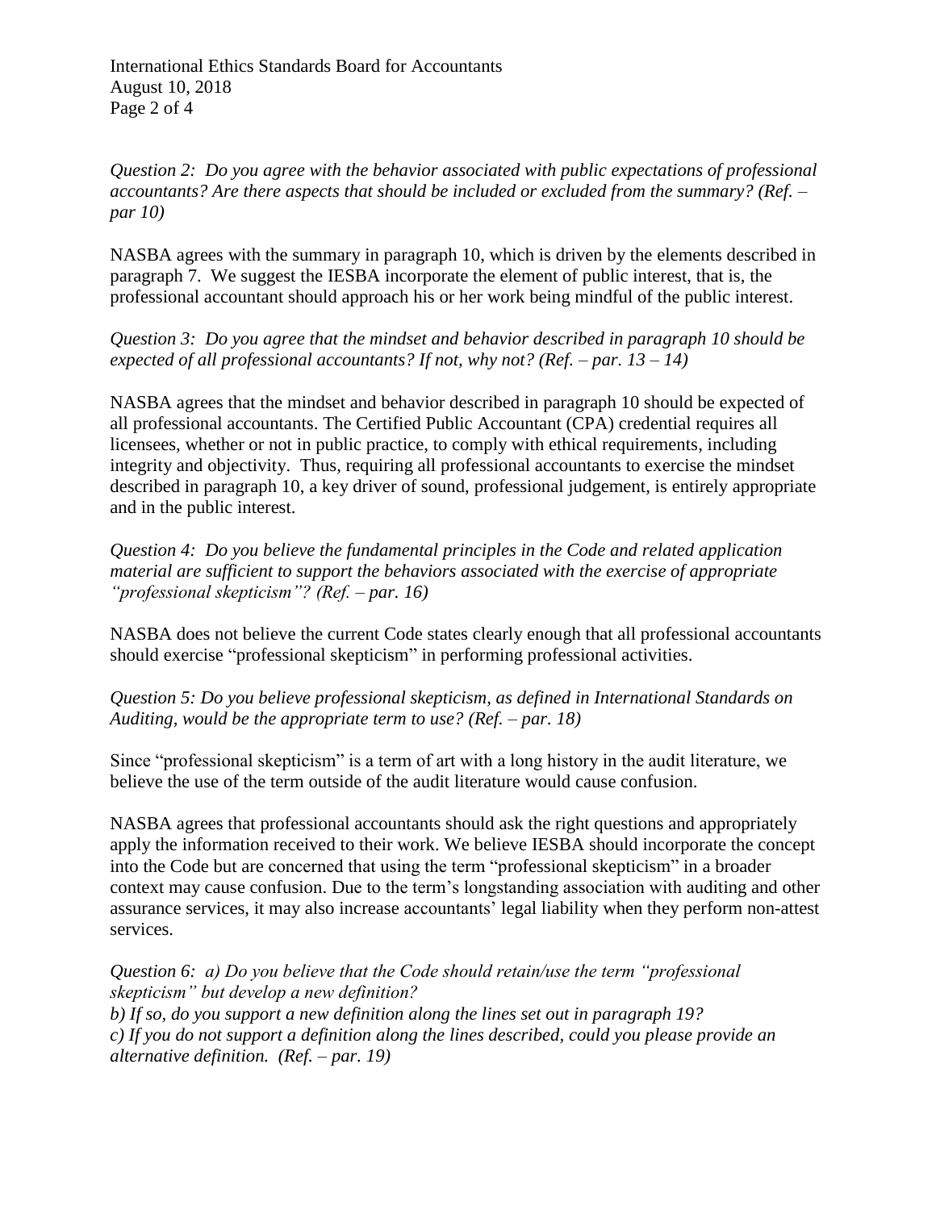*Question 2: Do you agree with the behavior associated with public expectations of professional accountants? Are there aspects that should be included or excluded from the summary? (Ref. – par 10)*

NASBA agrees with the summary in paragraph 10, which is driven by the elements described in paragraph 7. We suggest the IESBA incorporate the element of public interest, that is, the professional accountant should approach his or her work being mindful of the public interest.

*Question 3: Do you agree that the mindset and behavior described in paragraph 10 should be expected of all professional accountants? If not, why not? (Ref. – par. 13 – 14)*

NASBA agrees that the mindset and behavior described in paragraph 10 should be expected of all professional accountants. The Certified Public Accountant (CPA) credential requires all licensees, whether or not in public practice, to comply with ethical requirements, including integrity and objectivity. Thus, requiring all professional accountants to exercise the mindset described in paragraph 10, a key driver of sound, professional judgement, is entirely appropriate and in the public interest.

*Question 4: Do you believe the fundamental principles in the Code and related application material are sufficient to support the behaviors associated with the exercise of appropriate "professional skepticism"? (Ref. – par. 16)*

NASBA does not believe the current Code states clearly enough that all professional accountants should exercise "professional skepticism" in performing professional activities.

*Question 5: Do you believe professional skepticism, as defined in International Standards on Auditing, would be the appropriate term to use? (Ref. – par. 18)*

Since "professional skepticism" is a term of art with a long history in the audit literature, we believe the use of the term outside of the audit literature would cause confusion.

NASBA agrees that professional accountants should ask the right questions and appropriately apply the information received to their work. We believe IESBA should incorporate the concept into the Code but are concerned that using the term "professional skepticism" in a broader context may cause confusion. Due to the term's longstanding association with auditing and other assurance services, it may also increase accountants' legal liability when they perform non-attest services.

*Question 6: a) Do you believe that the Code should retain/use the term "professional skepticism" but develop a new definition?*
*b) If so, do you support a new definition along the lines set out in paragraph 19?*
*c) If you do not support a definition along the lines described, could you please provide an alternative definition. (Ref. – par. 19)*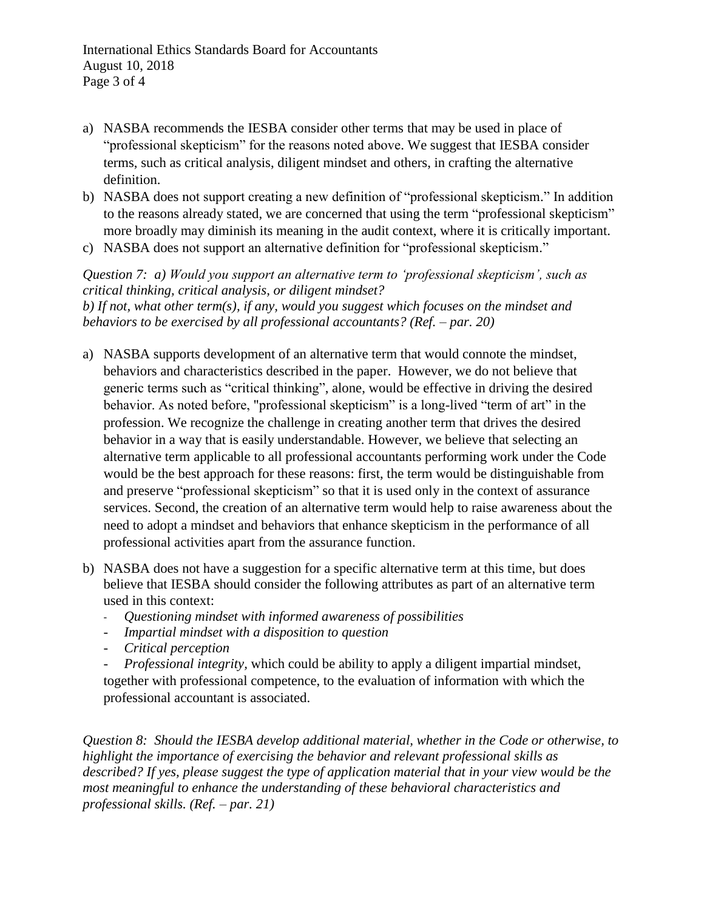a) NASBA recommends the IESBA consider other terms that may be used in place of "professional skepticism" for the reasons noted above. We suggest that IESBA consider terms, such as critical analysis, diligent mindset and others, in crafting the alternative definition.
b) NASBA does not support creating a new definition of "professional skepticism." In addition to the reasons already stated, we are concerned that using the term "professional skepticism" more broadly may diminish its meaning in the audit context, where it is critically important.
c) NASBA does not support an alternative definition for "professional skepticism."

*Question 7: a) Would you support an alternative term to 'professional skepticism', such as critical thinking, critical analysis, or diligent mindset?*
*b) If not, what other term(s), if any, would you suggest which focuses on the mindset and behaviors to be exercised by all professional accountants? (Ref. – par. 20)*

a) NASBA supports development of an alternative term that would connote the mindset, behaviors and characteristics described in the paper. However, we do not believe that generic terms such as "critical thinking", alone, would be effective in driving the desired behavior. As noted before, "professional skepticism" is a long-lived "term of art" in the profession. We recognize the challenge in creating another term that drives the desired behavior in a way that is easily understandable. However, we believe that selecting an alternative term applicable to all professional accountants performing work under the Code would be the best approach for these reasons: first, the term would be distinguishable from and preserve "professional skepticism" so that it is used only in the context of assurance services. Second, the creation of an alternative term would help to raise awareness about the need to adopt a mindset and behaviors that enhance skepticism in the performance of all professional activities apart from the assurance function.

b) NASBA does not have a suggestion for a specific alternative term at this time, but does believe that IESBA should consider the following attributes as part of an alternative term used in this context:
   - *Questioning mindset with informed awareness of possibilities*
   - *Impartial mindset with a disposition to question*
   - *Critical perception*
   - *Professional integrity,* which could be ability to apply a diligent impartial mindset, together with professional competence, to the evaluation of information with which the professional accountant is associated.

*Question 8: Should the IESBA develop additional material, whether in the Code or otherwise, to highlight the importance of exercising the behavior and relevant professional skills as described? If yes, please suggest the type of application material that in your view would be the most meaningful to enhance the understanding of these behavioral characteristics and professional skills. (Ref. – par. 21)*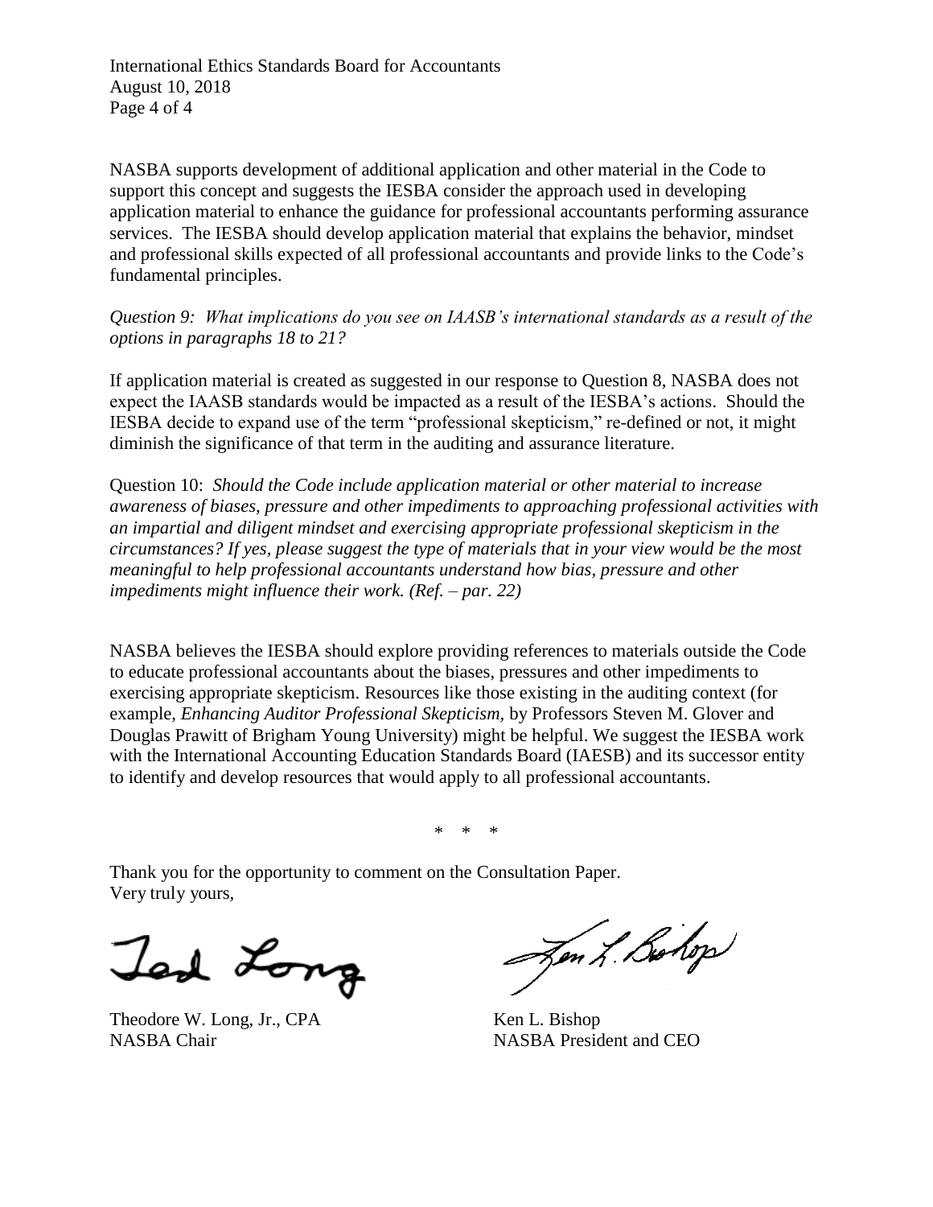NASBA supports development of additional application and other material in the Code to support this concept and suggests the IESBA consider the approach used in developing application material to enhance the guidance for professional accountants performing assurance services. The IESBA should develop application material that explains the behavior, mindset and professional skills expected of all professional accountants and provide links to the Code's fundamental principles.

*Question 9: What implications do you see on IAASB's international standards as a result of the options in paragraphs 18 to 21?*

If application material is created as suggested in our response to Question 8, NASBA does not expect the IAASB standards would be impacted as a result of the IESBA's actions. Should the IESBA decide to expand use of the term "professional skepticism," re-defined or not, it might diminish the significance of that term in the auditing and assurance literature.

Question 10: *Should the Code include application material or other material to increase awareness of biases, pressure and other impediments to approaching professional activities with an impartial and diligent mindset and exercising appropriate professional skepticism in the circumstances? If yes, please suggest the type of materials that in your view would be the most meaningful to help professional accountants understand how bias, pressure and other impediments might influence their work. (Ref. – par. 22)*

NASBA believes the IESBA should explore providing references to materials outside the Code to educate professional accountants about the biases, pressures and other impediments to exercising appropriate skepticism. Resources like those existing in the auditing context (for example, *Enhancing Auditor Professional Skepticism,* by Professors Steven M. Glover and Douglas Prawitt of Brigham Young University) might be helpful. We suggest the IESBA work with the International Accounting Education Standards Board (IAESB) and its successor entity to identify and develop resources that would apply to all professional accountants.

\* \* \*

Thank you for the opportunity to comment on the Consultation Paper.
Very truly yours,

Ted Long

Theodore W. Long, Jr., CPA
NASBA Chair

Ken L. Bishop

Ken L. Bishop
NASBA President and CEO